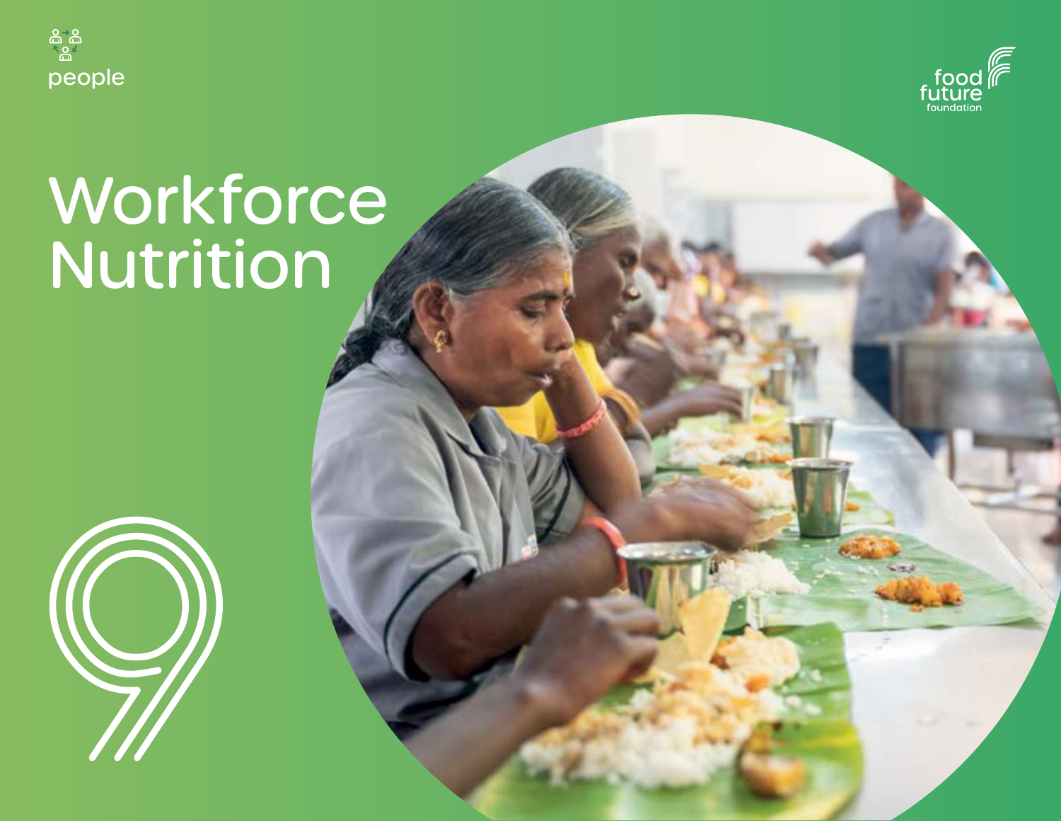people

food future foundation

# Workforce Nutrition

9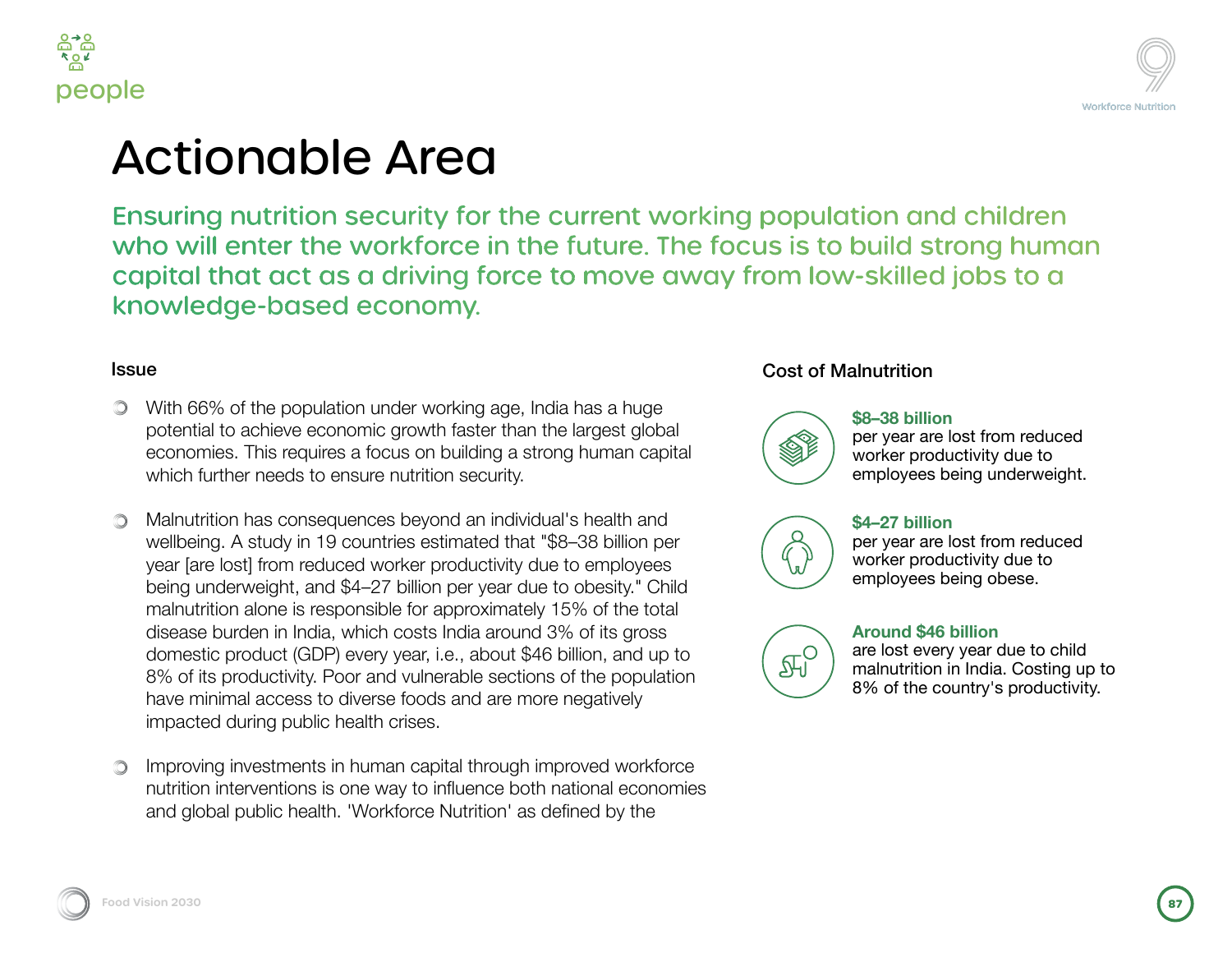# Actionable Area

## Ensuring nutrition security for the current working population and children who will enter the workforce in the future. The focus is to build strong human capital that act as a driving force to move away from low-skilled jobs to a knowledge-based economy.

### Issue

- With 66% of the population under working age, India has a huge potential to achieve economic growth faster than the largest global economies. This requires a focus on building a strong human capital which further needs to ensure nutrition security.

- Malnutrition has consequences beyond an individual's health and wellbeing. A study in 19 countries estimated that "$8–38 billion per year [are lost] from reduced worker productivity due to employees being underweight, and $4–27 billion per year due to obesity." Child malnutrition alone is responsible for approximately 15% of the total disease burden in India, which costs India around 3% of its gross domestic product (GDP) every year, i.e., about $46 billion, and up to 8% of its productivity. Poor and vulnerable sections of the population have minimal access to diverse foods and are more negatively impacted during public health crises.

- Improving investments in human capital through improved workforce nutrition interventions is one way to influence both national economies and global public health. 'Workforce Nutrition' as defined by the

### Cost of Malnutrition

**$8–38 billion**
per year are lost from reduced worker productivity due to employees being underweight.

**$4–27 billion**
per year are lost from reduced worker productivity due to employees being obese.

**Around $46 billion**
are lost every year due to child malnutrition in India. Costing up to 8% of the country's productivity.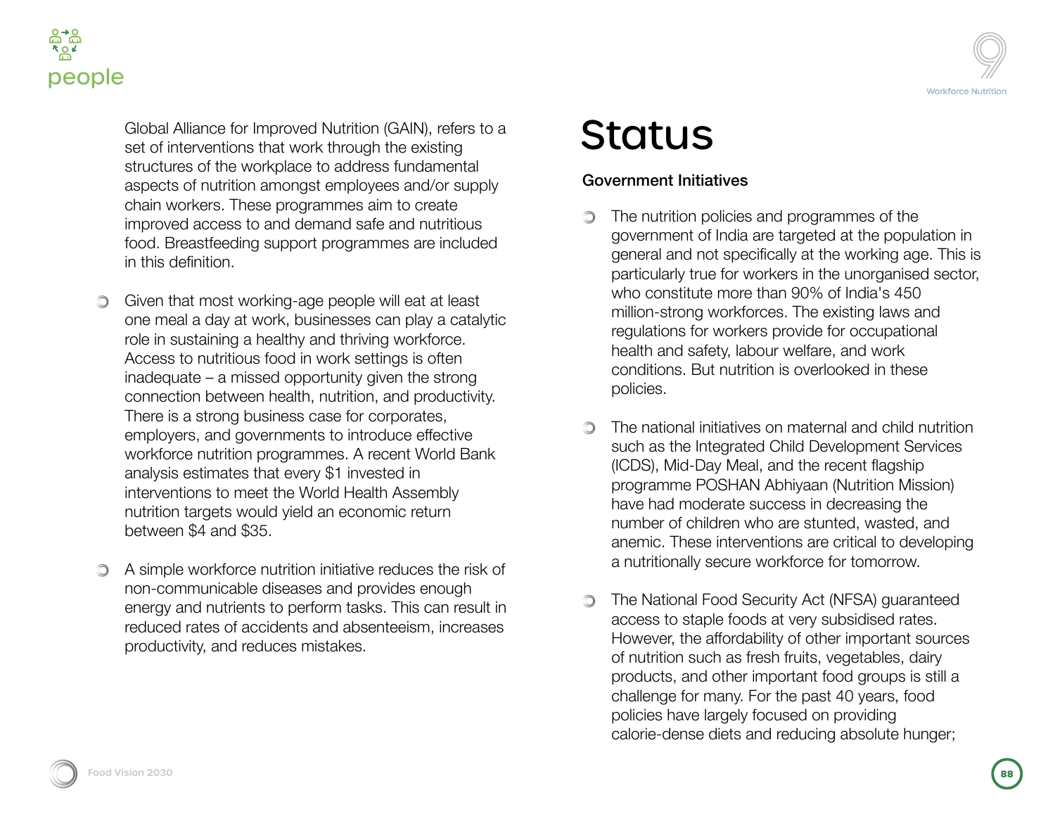Global Alliance for Improved Nutrition (GAIN), refers to a set of interventions that work through the existing structures of the workplace to address fundamental aspects of nutrition amongst employees and/or supply chain workers. These programmes aim to create improved access to and demand safe and nutritious food. Breastfeeding support programmes are included in this definition.

- Given that most working-age people will eat at least one meal a day at work, businesses can play a catalytic role in sustaining a healthy and thriving workforce. Access to nutritious food in work settings is often inadequate – a missed opportunity given the strong connection between health, nutrition, and productivity. There is a strong business case for corporates, employers, and governments to introduce effective workforce nutrition programmes. A recent World Bank analysis estimates that every $1 invested in interventions to meet the World Health Assembly nutrition targets would yield an economic return between $4 and $35.

- A simple workforce nutrition initiative reduces the risk of non-communicable diseases and provides enough energy and nutrients to perform tasks. This can result in reduced rates of accidents and absenteeism, increases productivity, and reduces mistakes.

# Status

### Government Initiatives

- The nutrition policies and programmes of the government of India are targeted at the population in general and not specifically at the working age. This is particularly true for workers in the unorganised sector, who constitute more than 90% of India's 450 million-strong workforces. The existing laws and regulations for workers provide for occupational health and safety, labour welfare, and work conditions. But nutrition is overlooked in these policies.

- The national initiatives on maternal and child nutrition such as the Integrated Child Development Services (ICDS), Mid-Day Meal, and the recent flagship programme POSHAN Abhiyaan (Nutrition Mission) have had moderate success in decreasing the number of children who are stunted, wasted, and anemic. These interventions are critical to developing a nutritionally secure workforce for tomorrow.

- The National Food Security Act (NFSA) guaranteed access to staple foods at very subsidised rates. However, the affordability of other important sources of nutrition such as fresh fruits, vegetables, dairy products, and other important food groups is still a challenge for many. For the past 40 years, food policies have largely focused on providing calorie-dense diets and reducing absolute hunger;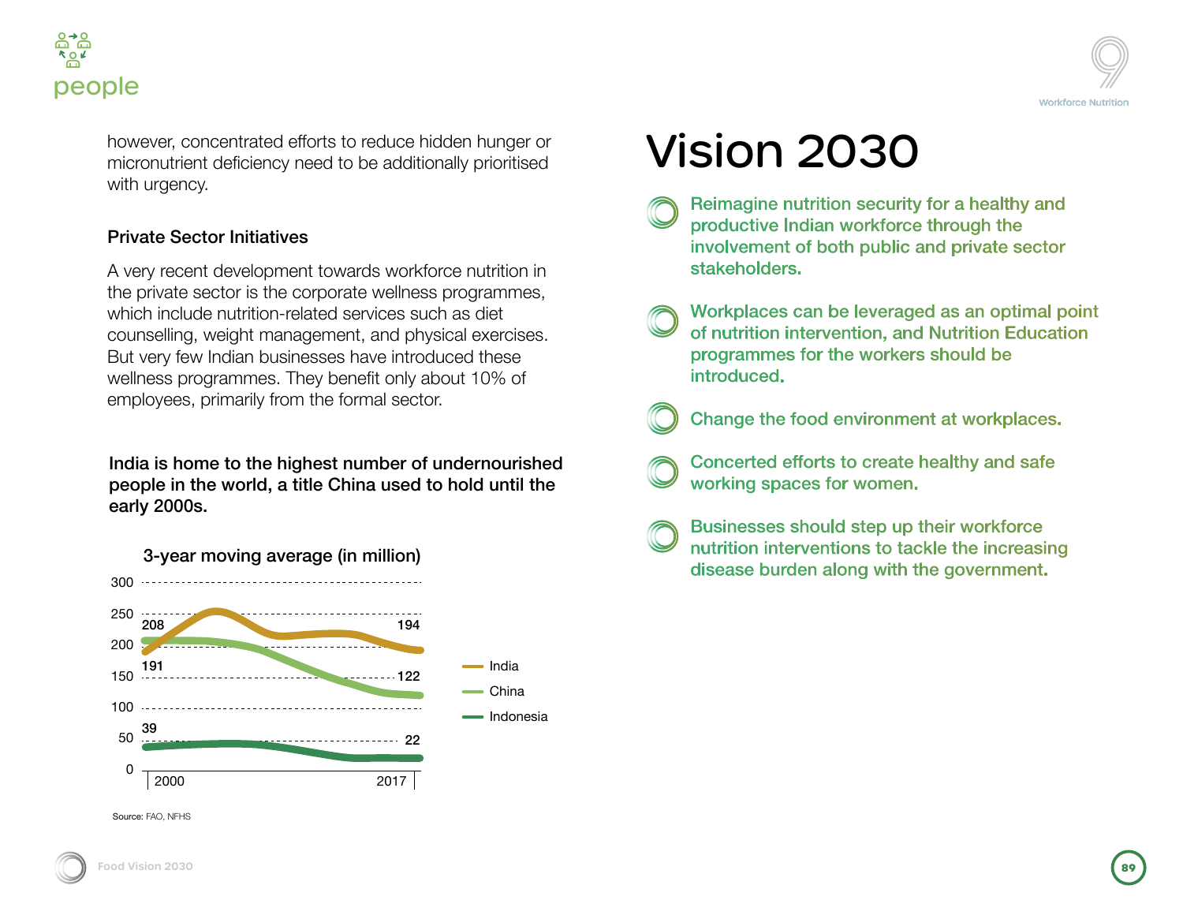however, concentrated efforts to reduce hidden hunger or micronutrient deficiency need to be additionally prioritised with urgency.

### Private Sector Initiatives

A very recent development towards workforce nutrition in the private sector is the corporate wellness programmes, which include nutrition-related services such as diet counselling, weight management, and physical exercises. But very few Indian businesses have introduced these wellness programmes. They benefit only about 10% of employees, primarily from the formal sector.

**India is home to the highest number of undernourished people in the world, a title China used to hold until the early 2000s.**

3-year moving average (in million)

| Country | 2000 | 2017 |
|---|---|---|
| India | 191 | 194 |
| China | 208 | 122 |
| Indonesia | 39 | 22 |

Source: FAO, NFHS

# Vision 2030

- Reimagine nutrition security for a healthy and productive Indian workforce through the involvement of both public and private sector stakeholders.
- Workplaces can be leveraged as an optimal point of nutrition intervention, and Nutrition Education programmes for the workers should be introduced.
- Change the food environment at workplaces.
- Concerted efforts to create healthy and safe working spaces for women.
- Businesses should step up their workforce nutrition interventions to tackle the increasing disease burden along with the government.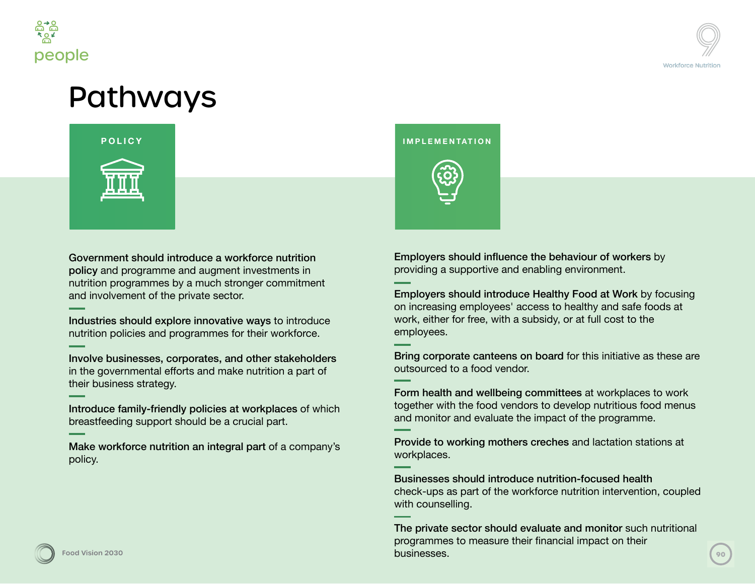# Pathways

## POLICY

**Government should introduce a workforce nutrition policy** and programme and augment investments in nutrition programmes by a much stronger commitment and involvement of the private sector.

**Industries should explore innovative ways** to introduce nutrition policies and programmes for their workforce.

**Involve businesses, corporates, and other stakeholders** in the governmental efforts and make nutrition a part of their business strategy.

**Introduce family-friendly policies at workplaces** of which breastfeeding support should be a crucial part.

**Make workforce nutrition an integral part** of a company's policy.

## IMPLEMENTATION

**Employers should influence the behaviour of workers** by providing a supportive and enabling environment.

**Employers should introduce Healthy Food at Work** by focusing on increasing employees' access to healthy and safe foods at work, either for free, with a subsidy, or at full cost to the employees.

**Bring corporate canteens on board** for this initiative as these are outsourced to a food vendor.

**Form health and wellbeing committees** at workplaces to work together with the food vendors to develop nutritious food menus and monitor and evaluate the impact of the programme.

**Provide to working mothers creches** and lactation stations at workplaces.

**Businesses should introduce nutrition-focused health** check-ups as part of the workforce nutrition intervention, coupled with counselling.

**The private sector should evaluate and monitor** such nutritional programmes to measure their financial impact on their businesses.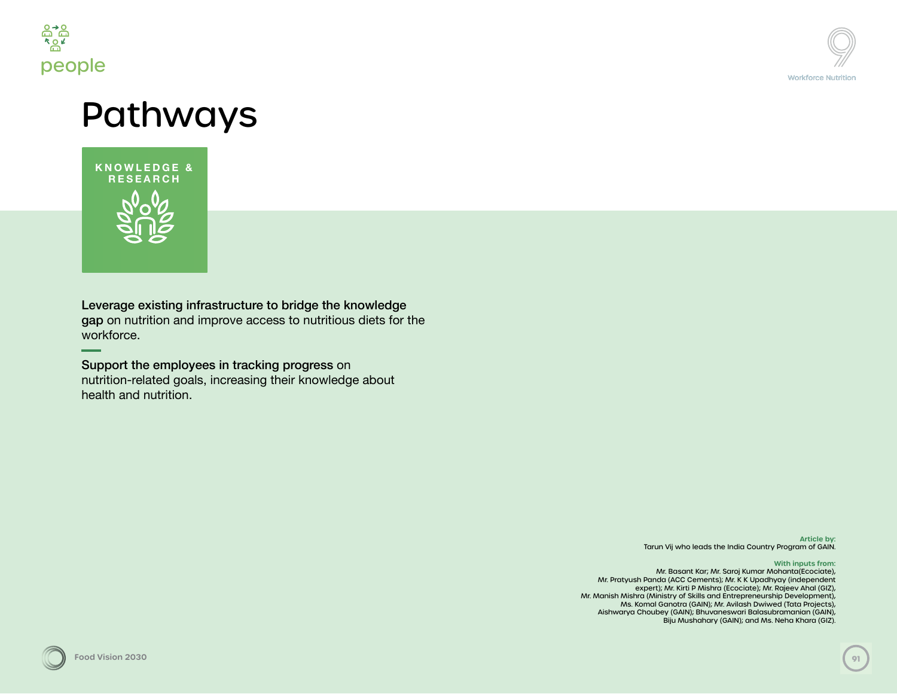# Pathways

**KNOWLEDGE & RESEARCH**

**Leverage existing infrastructure to bridge the knowledge gap** on nutrition and improve access to nutritious diets for the workforce.

**Support the employees in tracking progress** on nutrition-related goals, increasing their knowledge about health and nutrition.

**Article by:**
Tarun Vij who leads the India Country Program of GAIN.

**With inputs from:**
Mr. Basant Kar; Mr. Saroj Kumar Mohanta(Ecociate), Mr. Pratyush Panda (ACC Cements); Mr. K K Upadhyay (independent expert); Mr. Kirti P Mishra (Ecociate); Mr. Rajeev Ahal (GIZ), Mr. Manish Mishra (Ministry of Skills and Entrepreneurship Development), Ms. Komal Ganotra (GAIN); Mr. Avilash Dwiwed (Tata Projects), Aishwarya Choubey (GAIN); Bhuvaneswari Balasubramanian (GAIN), Biju Mushahary (GAIN); and Ms. Neha Khara (GIZ).